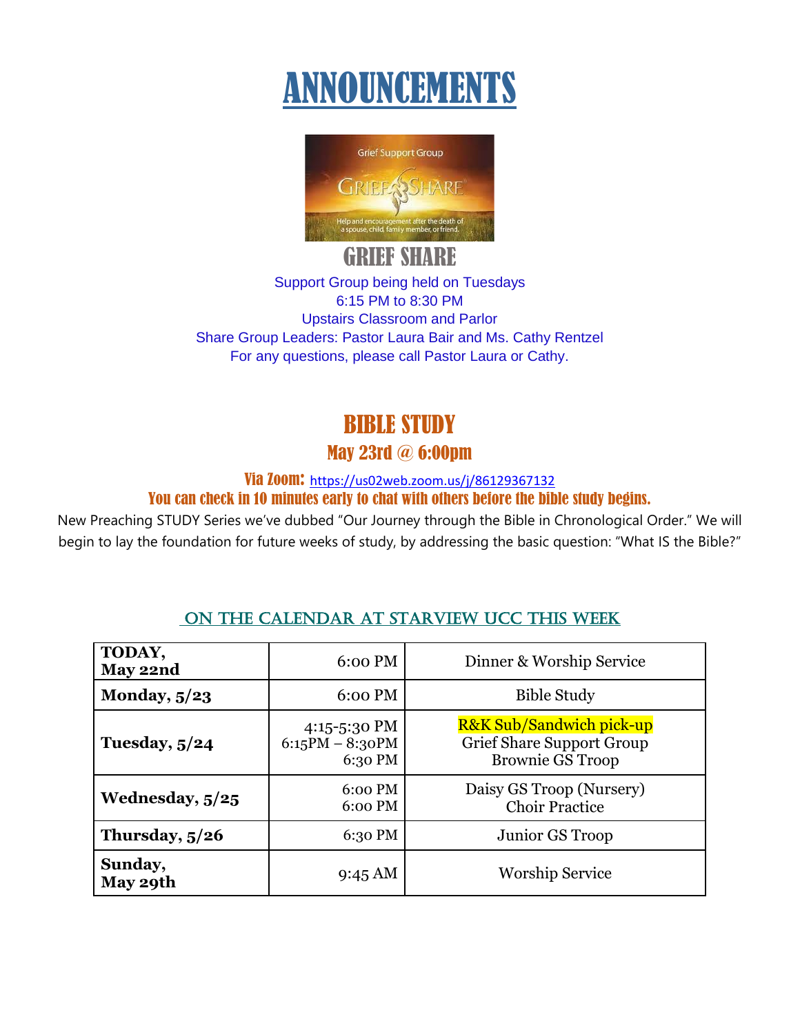# ANNOUNCEMENTS

## GRIEF SHARE

Support Group being held on Tuesdays
6:15 PM to 8:30 PM
Upstairs Classroom and Parlor
Share Group Leaders: Pastor Laura Bair and Ms. Cathy Rentzel
For any questions, please call Pastor Laura or Cathy.

## BIBLE STUDY

### May 23rd @ 6:00pm

**Via Zoom:** https://us02web.zoom.us/j/86129367132

**You can check in 10 minutes early to chat with others before the bible study begins.**

New Preaching STUDY Series we've dubbed "Our Journey through the Bible in Chronological Order." We will begin to lay the foundation for future weeks of study, by addressing the basic question: "What IS the Bible?"

## ON THE CALENDAR AT STARVIEW UCC THIS WEEK

| | | |
|---|---|---|
| **TODAY, May 22nd** | 6:00 PM | Dinner & Worship Service |
| **Monday, 5/23** | 6:00 PM | Bible Study |
| **Tuesday, 5/24** | 4:15-5:30 PM<br>6:15PM – 8:30PM<br>6:30 PM | R&K Sub/Sandwich pick-up<br>Grief Share Support Group<br>Brownie GS Troop |
| **Wednesday, 5/25** | 6:00 PM<br>6:00 PM | Daisy GS Troop (Nursery)<br>Choir Practice |
| **Thursday, 5/26** | 6:30 PM | Junior GS Troop |
| **Sunday, May 29th** | 9:45 AM | Worship Service |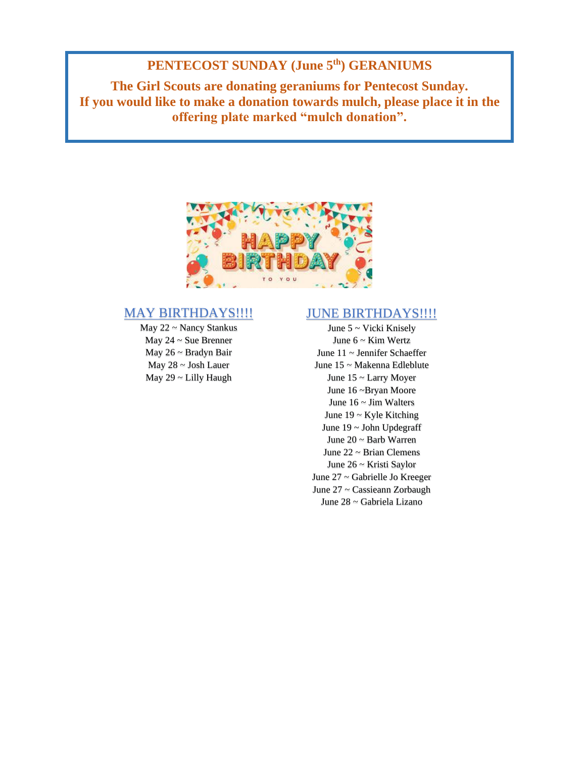## PENTECOST SUNDAY (June 5th) GERANIUMS

**The Girl Scouts are donating geraniums for Pentecost Sunday.**
**If you would like to make a donation towards mulch, please place it in the offering plate marked "mulch donation".**

### MAY BIRTHDAYS!!!!

May 22 ~ Nancy Stankus
May 24 ~ Sue Brenner
May 26 ~ Bradyn Bair
May 28 ~ Josh Lauer
May 29 ~ Lilly Haugh

### JUNE BIRTHDAYS!!!!

June 5 ~ Vicki Knisely
June 6 ~ Kim Wertz
June 11 ~ Jennifer Schaeffer
June 15 ~ Makenna Edleblute
June 15 ~ Larry Moyer
June 16 ~Bryan Moore
June 16 ~ Jim Walters
June 19 ~ Kyle Kitching
June 19 ~ John Updegraff
June 20 ~ Barb Warren
June 22 ~ Brian Clemens
June 26 ~ Kristi Saylor
June 27 ~ Gabrielle Jo Kreeger
June 27 ~ Cassieann Zorbaugh
June 28 ~ Gabriela Lizano